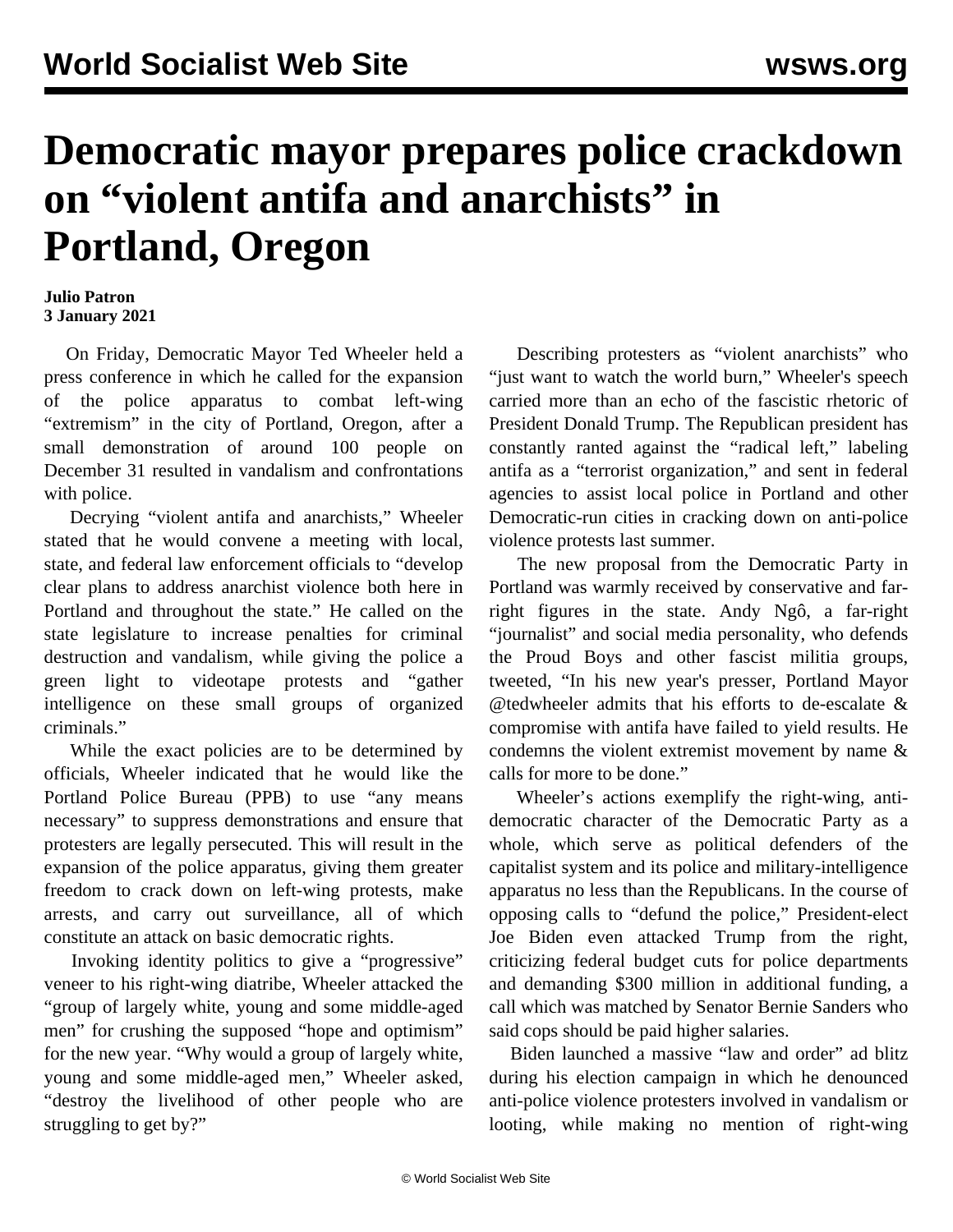# Democratic mayor prepares police crackdown on "violent antifa and anarchists" in Portland, Oregon

**Julio Patron**
**3 January 2021**

On Friday, Democratic Mayor Ted Wheeler held a press conference in which he called for the expansion of the police apparatus to combat left-wing "extremism" in the city of Portland, Oregon, after a small demonstration of around 100 people on December 31 resulted in vandalism and confrontations with police.

Decrying "violent antifa and anarchists," Wheeler stated that he would convene a meeting with local, state, and federal law enforcement officials to "develop clear plans to address anarchist violence both here in Portland and throughout the state." He called on the state legislature to increase penalties for criminal destruction and vandalism, while giving the police a green light to videotape protests and "gather intelligence on these small groups of organized criminals."

While the exact policies are to be determined by officials, Wheeler indicated that he would like the Portland Police Bureau (PPB) to use "any means necessary" to suppress demonstrations and ensure that protesters are legally persecuted. This will result in the expansion of the police apparatus, giving them greater freedom to crack down on left-wing protests, make arrests, and carry out surveillance, all of which constitute an attack on basic democratic rights.

Invoking identity politics to give a "progressive" veneer to his right-wing diatribe, Wheeler attacked the "group of largely white, young and some middle-aged men" for crushing the supposed "hope and optimism" for the new year. "Why would a group of largely white, young and some middle-aged men," Wheeler asked, "destroy the livelihood of other people who are struggling to get by?"

Describing protesters as "violent anarchists" who "just want to watch the world burn," Wheeler's speech carried more than an echo of the fascistic rhetoric of President Donald Trump. The Republican president has constantly ranted against the "radical left," labeling antifa as a "terrorist organization," and sent in federal agencies to assist local police in Portland and other Democratic-run cities in cracking down on anti-police violence protests last summer.

The new proposal from the Democratic Party in Portland was warmly received by conservative and far-right figures in the state. Andy Ngô, a far-right "journalist" and social media personality, who defends the Proud Boys and other fascist militia groups, tweeted, "In his new year's presser, Portland Mayor @tedwheeler admits that his efforts to de-escalate & compromise with antifa have failed to yield results. He condemns the violent extremist movement by name & calls for more to be done."

Wheeler's actions exemplify the right-wing, anti-democratic character of the Democratic Party as a whole, which serve as political defenders of the capitalist system and its police and military-intelligence apparatus no less than the Republicans. In the course of opposing calls to "defund the police," President-elect Joe Biden even attacked Trump from the right, criticizing federal budget cuts for police departments and demanding $300 million in additional funding, a call which was matched by Senator Bernie Sanders who said cops should be paid higher salaries.

Biden launched a massive "law and order" ad blitz during his election campaign in which he denounced anti-police violence protesters involved in vandalism or looting, while making no mention of right-wing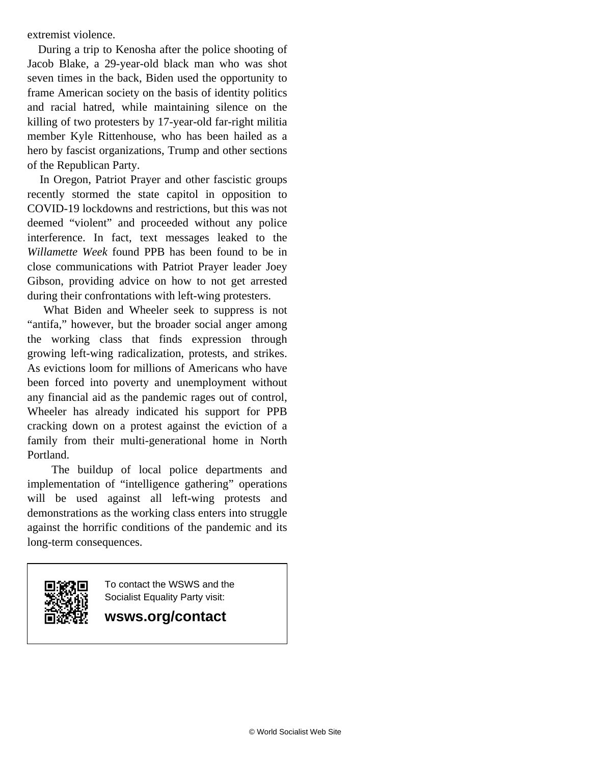extremist violence.

During a trip to Kenosha after the police shooting of Jacob Blake, a 29-year-old black man who was shot seven times in the back, Biden used the opportunity to frame American society on the basis of identity politics and racial hatred, while maintaining silence on the killing of two protesters by 17-year-old far-right militia member Kyle Rittenhouse, who has been hailed as a hero by fascist organizations, Trump and other sections of the Republican Party.

In Oregon, Patriot Prayer and other fascistic groups recently stormed the state capitol in opposition to COVID-19 lockdowns and restrictions, but this was not deemed "violent" and proceeded without any police interference. In fact, text messages leaked to the *Willamette Week* found PPB has been found to be in close communications with Patriot Prayer leader Joey Gibson, providing advice on how to not get arrested during their confrontations with left-wing protesters.

What Biden and Wheeler seek to suppress is not "antifa," however, but the broader social anger among the working class that finds expression through growing left-wing radicalization, protests, and strikes. As evictions loom for millions of Americans who have been forced into poverty and unemployment without any financial aid as the pandemic rages out of control, Wheeler has already indicated his support for PPB cracking down on a protest against the eviction of a family from their multi-generational home in North Portland.

The buildup of local police departments and implementation of "intelligence gathering" operations will be used against all left-wing protests and demonstrations as the working class enters into struggle against the horrific conditions of the pandemic and its long-term consequences.

To contact the WSWS and the Socialist Equality Party visit:

**wsws.org/contact**